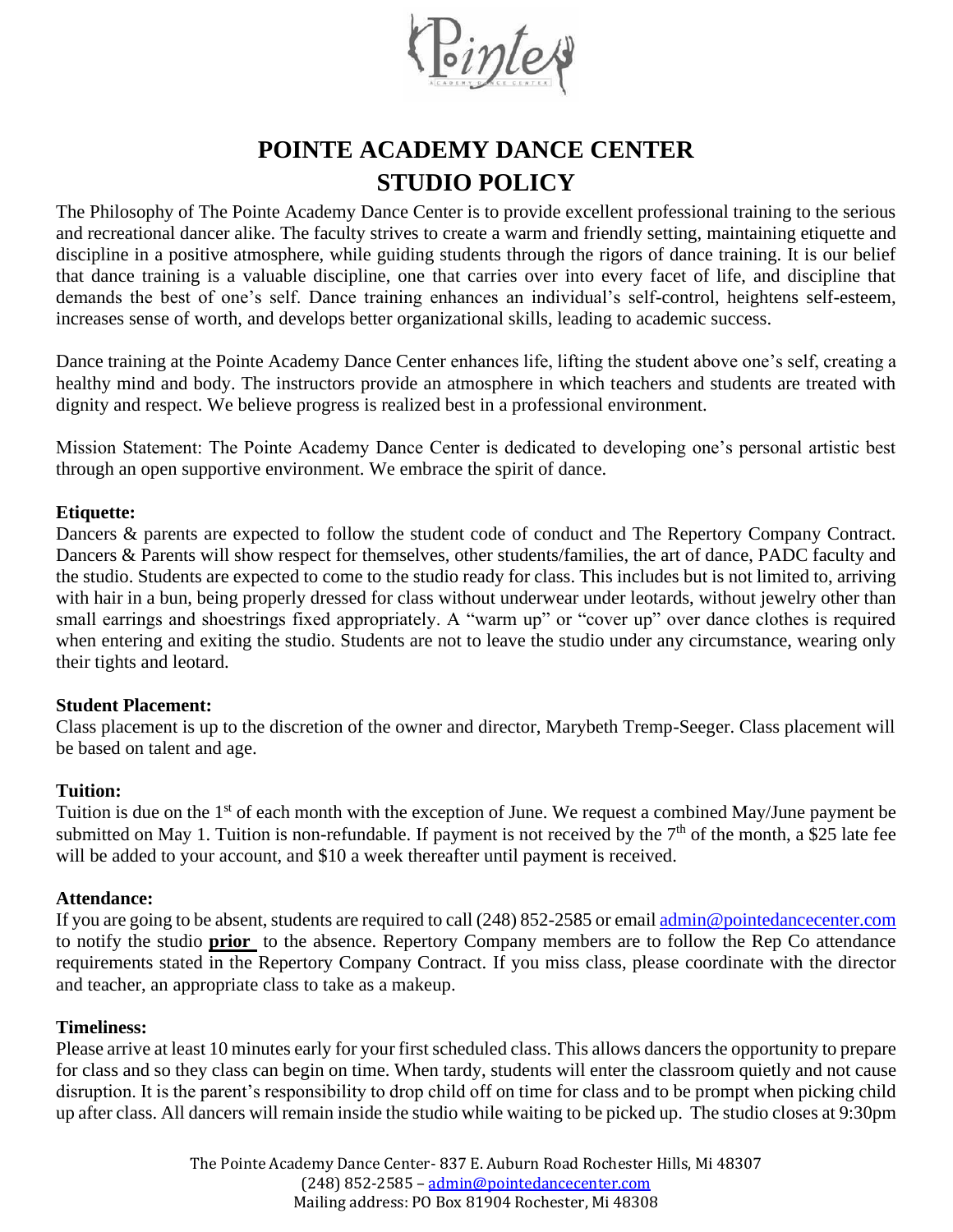# POINTE ACADEMY DANCE CENTER
# STUDIO POLICY

The Philosophy of The Pointe Academy Dance Center is to provide excellent professional training to the serious and recreational dancer alike. The faculty strives to create a warm and friendly setting, maintaining etiquette and discipline in a positive atmosphere, while guiding students through the rigors of dance training. It is our belief that dance training is a valuable discipline, one that carries over into every facet of life, and discipline that demands the best of one's self. Dance training enhances an individual's self-control, heightens self-esteem, increases sense of worth, and develops better organizational skills, leading to academic success.

Dance training at the Pointe Academy Dance Center enhances life, lifting the student above one's self, creating a healthy mind and body. The instructors provide an atmosphere in which teachers and students are treated with dignity and respect. We believe progress is realized best in a professional environment.

Mission Statement: The Pointe Academy Dance Center is dedicated to developing one's personal artistic best through an open supportive environment. We embrace the spirit of dance.

**Etiquette:**
Dancers & parents are expected to follow the student code of conduct and The Repertory Company Contract. Dancers & Parents will show respect for themselves, other students/families, the art of dance, PADC faculty and the studio. Students are expected to come to the studio ready for class. This includes but is not limited to, arriving with hair in a bun, being properly dressed for class without underwear under leotards, without jewelry other than small earrings and shoestrings fixed appropriately. A "warm up" or "cover up" over dance clothes is required when entering and exiting the studio. Students are not to leave the studio under any circumstance, wearing only their tights and leotard.

**Student Placement:**
Class placement is up to the discretion of the owner and director, Marybeth Tremp-Seeger. Class placement will be based on talent and age.

**Tuition:**
Tuition is due on the 1st of each month with the exception of June. We request a combined May/June payment be submitted on May 1. Tuition is non-refundable. If payment is not received by the 7th of the month, a $25 late fee will be added to your account, and $10 a week thereafter until payment is received.

**Attendance:**
If you are going to be absent, students are required to call (248) 852-2585 or email admin@pointedancecenter.com to notify the studio **prior** to the absence. Repertory Company members are to follow the Rep Co attendance requirements stated in the Repertory Company Contract. If you miss class, please coordinate with the director and teacher, an appropriate class to take as a makeup.

**Timeliness:**
Please arrive at least 10 minutes early for your first scheduled class. This allows dancers the opportunity to prepare for class and so they class can begin on time. When tardy, students will enter the classroom quietly and not cause disruption. It is the parent's responsibility to drop child off on time for class and to be prompt when picking child up after class. All dancers will remain inside the studio while waiting to be picked up. The studio closes at 9:30pm

The Pointe Academy Dance Center- 837 E. Auburn Road Rochester Hills, Mi 48307
(248) 852-2585 – admin@pointedancecenter.com
Mailing address: PO Box 81904 Rochester, Mi 48308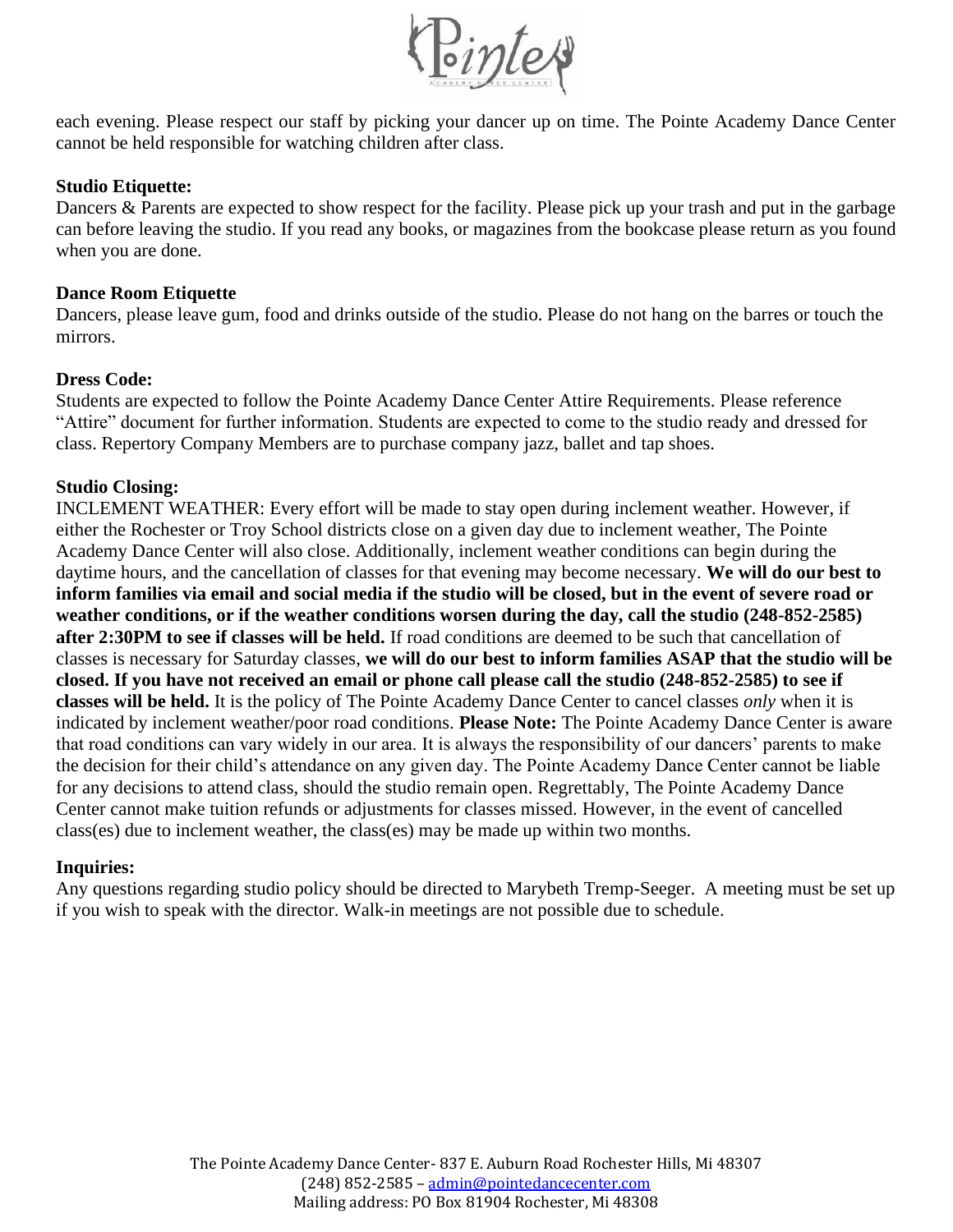each evening. Please respect our staff by picking your dancer up on time. The Pointe Academy Dance Center cannot be held responsible for watching children after class.

**Studio Etiquette:**
Dancers & Parents are expected to show respect for the facility. Please pick up your trash and put in the garbage can before leaving the studio. If you read any books, or magazines from the bookcase please return as you found when you are done.

**Dance Room Etiquette**
Dancers, please leave gum, food and drinks outside of the studio. Please do not hang on the barres or touch the mirrors.

**Dress Code:**
Students are expected to follow the Pointe Academy Dance Center Attire Requirements. Please reference "Attire" document for further information. Students are expected to come to the studio ready and dressed for class. Repertory Company Members are to purchase company jazz, ballet and tap shoes.

**Studio Closing:**
INCLEMENT WEATHER: Every effort will be made to stay open during inclement weather. However, if either the Rochester or Troy School districts close on a given day due to inclement weather, The Pointe Academy Dance Center will also close. Additionally, inclement weather conditions can begin during the daytime hours, and the cancellation of classes for that evening may become necessary. **We will do our best to inform families via email and social media if the studio will be closed, but in the event of severe road or weather conditions, or if the weather conditions worsen during the day, call the studio (248-852-2585) after 2:30PM to see if classes will be held.** If road conditions are deemed to be such that cancellation of classes is necessary for Saturday classes, **we will do our best to inform families ASAP that the studio will be closed. If you have not received an email or phone call please call the studio (248-852-2585) to see if classes will be held.** It is the policy of The Pointe Academy Dance Center to cancel classes *only* when it is indicated by inclement weather/poor road conditions. **Please Note:** The Pointe Academy Dance Center is aware that road conditions can vary widely in our area. It is always the responsibility of our dancers' parents to make the decision for their child's attendance on any given day. The Pointe Academy Dance Center cannot be liable for any decisions to attend class, should the studio remain open. Regrettably, The Pointe Academy Dance Center cannot make tuition refunds or adjustments for classes missed. However, in the event of cancelled class(es) due to inclement weather, the class(es) may be made up within two months.

**Inquiries:**
Any questions regarding studio policy should be directed to Marybeth Tremp-Seeger. A meeting must be set up if you wish to speak with the director. Walk-in meetings are not possible due to schedule.